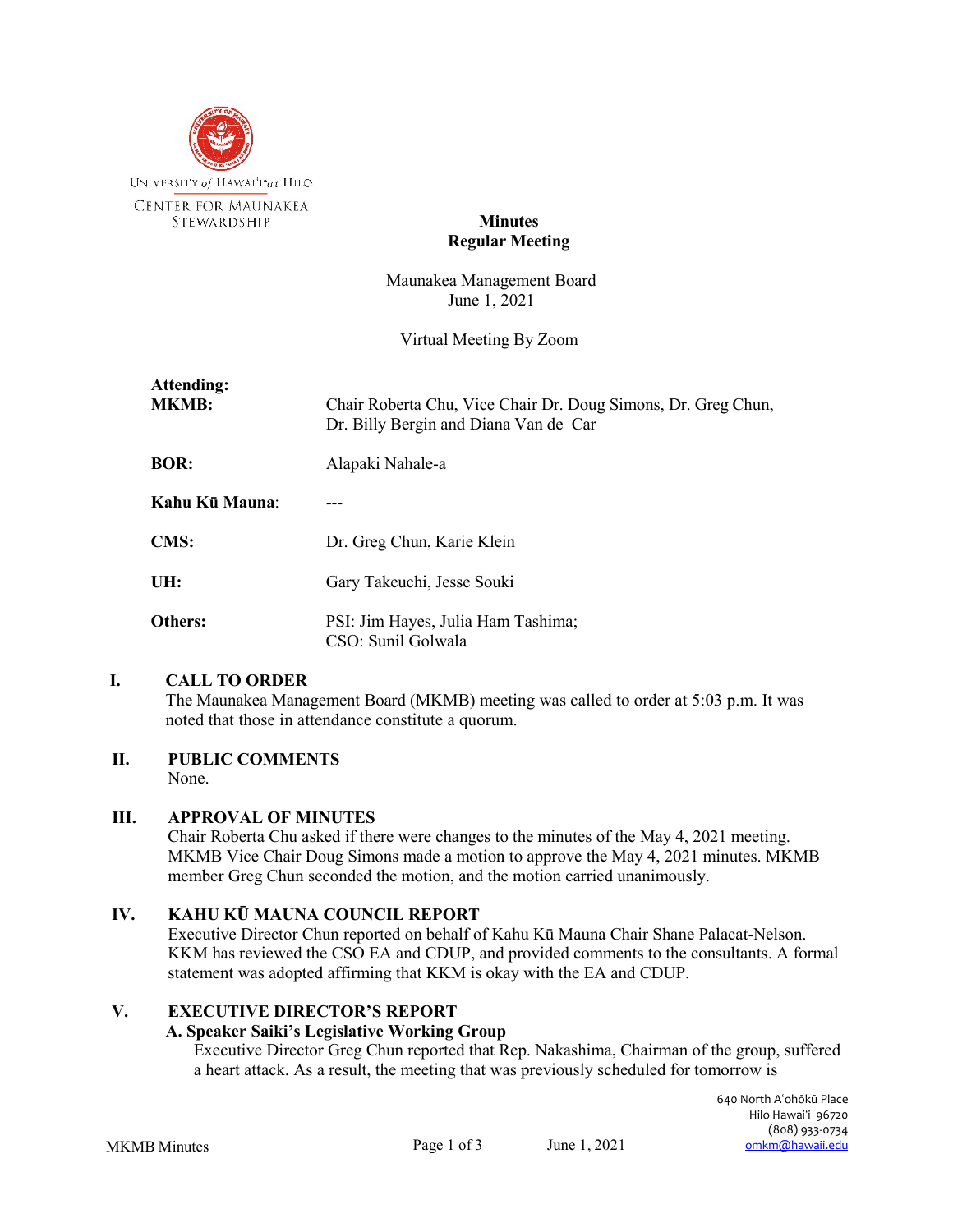University of Hawaiʻi at Hilo

Center for Maunakea Stewardship

# Minutes
## Regular Meeting

Maunakea Management Board
June 1, 2021

Virtual Meeting By Zoom

**Attending:**

| | |
|---|---|
| **MKMB:** | Chair Roberta Chu, Vice Chair Dr. Doug Simons, Dr. Greg Chun, Dr. Billy Bergin and Diana Van de Car |
| **BOR:** | Alapaki Nahale-a |
| **Kahu Kū Mauna:** | --- |
| **CMS:** | Dr. Greg Chun, Karie Klein |
| **UH:** | Gary Takeuchi, Jesse Souki |
| **Others:** | PSI: Jim Hayes, Julia Ham Tashima; CSO: Sunil Golwala |

## I. CALL TO ORDER

The Maunakea Management Board (MKMB) meeting was called to order at 5:03 p.m. It was noted that those in attendance constitute a quorum.

## II. PUBLIC COMMENTS

None.

## III. APPROVAL OF MINUTES

Chair Roberta Chu asked if there were changes to the minutes of the May 4, 2021 meeting. MKMB Vice Chair Doug Simons made a motion to approve the May 4, 2021 minutes. MKMB member Greg Chun seconded the motion, and the motion carried unanimously.

## IV. KAHU KŪ MAUNA COUNCIL REPORT

Executive Director Chun reported on behalf of Kahu Kū Mauna Chair Shane Palacat-Nelson. KKM has reviewed the CSO EA and CDUP, and provided comments to the consultants. A formal statement was adopted affirming that KKM is okay with the EA and CDUP.

## V. EXECUTIVE DIRECTOR'S REPORT

### A. Speaker Saiki's Legislative Working Group

Executive Director Greg Chun reported that Rep. Nakashima, Chairman of the group, suffered a heart attack. As a result, the meeting that was previously scheduled for tomorrow is

640 North A'ohōkū Place
Hilo Hawai'i 96720
(808) 933-0734
omkm@hawaii.edu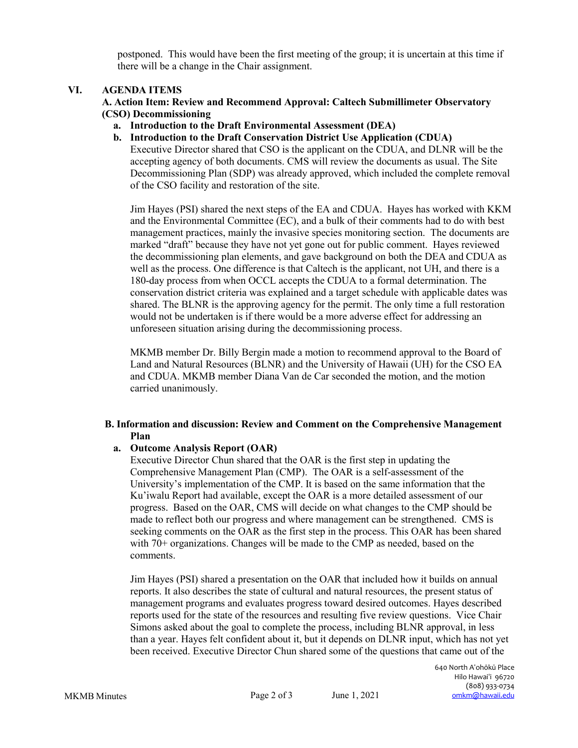postponed. This would have been the first meeting of the group; it is uncertain at this time if there will be a change in the Chair assignment.

## VI. AGENDA ITEMS

### A. Action Item: Review and Recommend Approval: Caltech Submillimeter Observatory (CSO) Decommissioning

**a. Introduction to the Draft Environmental Assessment (DEA)**

**b. Introduction to the Draft Conservation District Use Application (CDUA)**

Executive Director shared that CSO is the applicant on the CDUA, and DLNR will be the accepting agency of both documents. CMS will review the documents as usual. The Site Decommissioning Plan (SDP) was already approved, which included the complete removal of the CSO facility and restoration of the site.

Jim Hayes (PSI) shared the next steps of the EA and CDUA. Hayes has worked with KKM and the Environmental Committee (EC), and a bulk of their comments had to do with best management practices, mainly the invasive species monitoring section. The documents are marked "draft" because they have not yet gone out for public comment. Hayes reviewed the decommissioning plan elements, and gave background on both the DEA and CDUA as well as the process. One difference is that Caltech is the applicant, not UH, and there is a 180-day process from when OCCL accepts the CDUA to a formal determination. The conservation district criteria was explained and a target schedule with applicable dates was shared. The BLNR is the approving agency for the permit. The only time a full restoration would not be undertaken is if there would be a more adverse effect for addressing an unforeseen situation arising during the decommissioning process.

MKMB member Dr. Billy Bergin made a motion to recommend approval to the Board of Land and Natural Resources (BLNR) and the University of Hawaii (UH) for the CSO EA and CDUA. MKMB member Diana Van de Car seconded the motion, and the motion carried unanimously.

### B. Information and discussion: Review and Comment on the Comprehensive Management Plan

**a. Outcome Analysis Report (OAR)**

Executive Director Chun shared that the OAR is the first step in updating the Comprehensive Management Plan (CMP). The OAR is a self-assessment of the University's implementation of the CMP. It is based on the same information that the Ku'iwalu Report had available, except the OAR is a more detailed assessment of our progress. Based on the OAR, CMS will decide on what changes to the CMP should be made to reflect both our progress and where management can be strengthened. CMS is seeking comments on the OAR as the first step in the process. This OAR has been shared with 70+ organizations. Changes will be made to the CMP as needed, based on the comments.

Jim Hayes (PSI) shared a presentation on the OAR that included how it builds on annual reports. It also describes the state of cultural and natural resources, the present status of management programs and evaluates progress toward desired outcomes. Hayes described reports used for the state of the resources and resulting five review questions. Vice Chair Simons asked about the goal to complete the process, including BLNR approval, in less than a year. Hayes felt confident about it, but it depends on DLNR input, which has not yet been received. Executive Director Chun shared some of the questions that came out of the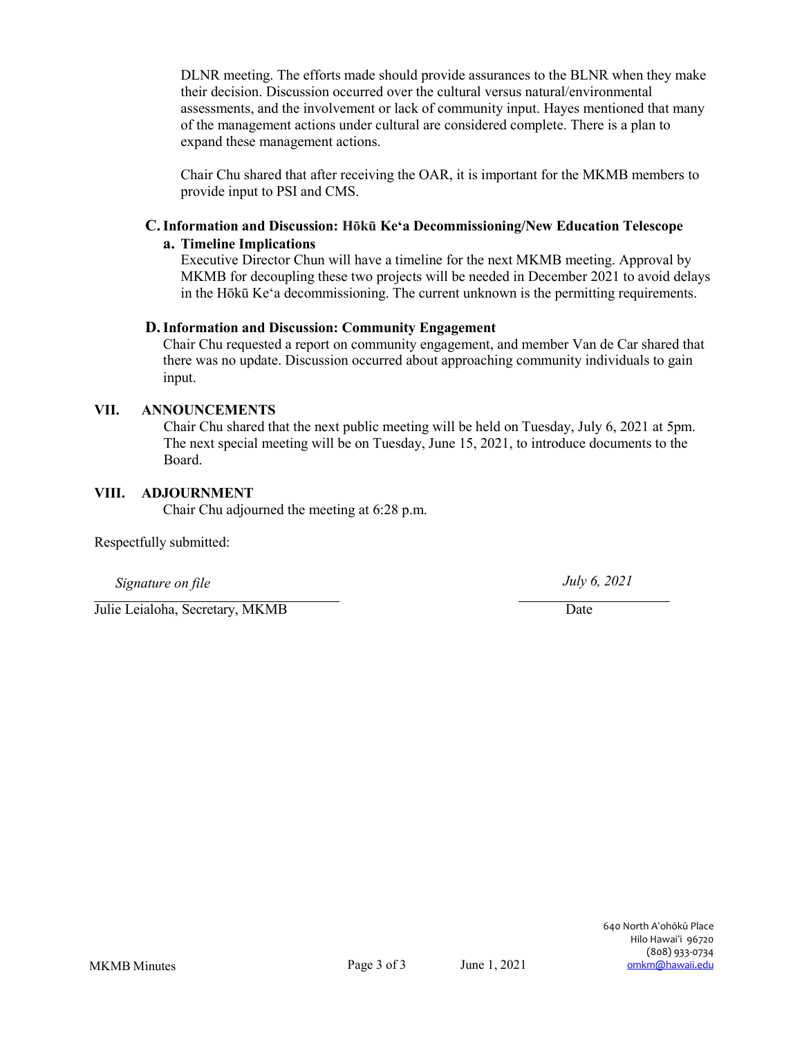DLNR meeting. The efforts made should provide assurances to the BLNR when they make their decision. Discussion occurred over the cultural versus natural/environmental assessments, and the involvement or lack of community input. Hayes mentioned that many of the management actions under cultural are considered complete. There is a plan to expand these management actions.

Chair Chu shared that after receiving the OAR, it is important for the MKMB members to provide input to PSI and CMS.

### C. Information and Discussion: Hōkū Ke'a Decommissioning/New Education Telescope

**a. Timeline Implications**

Executive Director Chun will have a timeline for the next MKMB meeting. Approval by MKMB for decoupling these two projects will be needed in December 2021 to avoid delays in the Hōkū Ke'a decommissioning. The current unknown is the permitting requirements.

### D. Information and Discussion: Community Engagement

Chair Chu requested a report on community engagement, and member Van de Car shared that there was no update. Discussion occurred about approaching community individuals to gain input.

## VII. ANNOUNCEMENTS

Chair Chu shared that the next public meeting will be held on Tuesday, July 6, 2021 at 5pm. The next special meeting will be on Tuesday, June 15, 2021, to introduce documents to the Board.

## VIII. ADJOURNMENT

Chair Chu adjourned the meeting at 6:28 p.m.

Respectfully submitted:

*Signature on file*
Julie Leialoha, Secretary, MKMB

*July 6, 2021*
Date

640 North A'ohōkū Place
Hilo Hawai'i 96720
(808) 933-0734
omkm@hawaii.edu